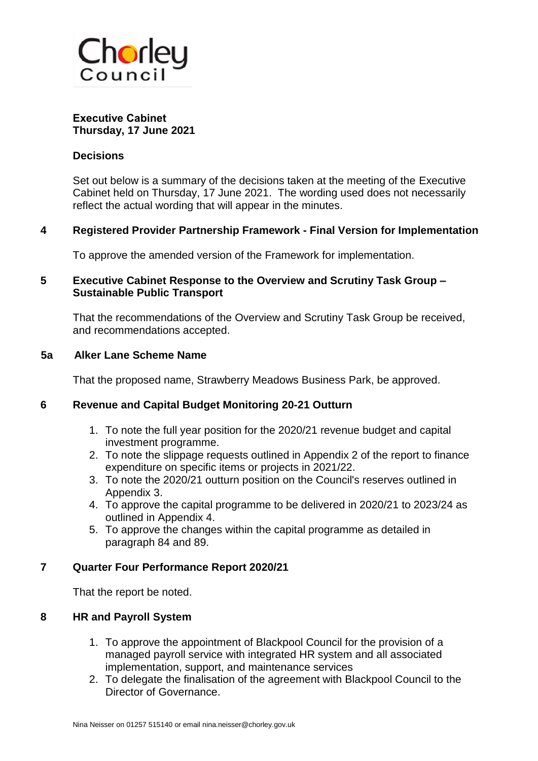Chorley Council

**Executive Cabinet**
**Thursday, 17 June 2021**

## Decisions

Set out below is a summary of the decisions taken at the meeting of the Executive Cabinet held on Thursday, 17 June 2021. The wording used does not necessarily reflect the actual wording that will appear in the minutes.

### 4 Registered Provider Partnership Framework - Final Version for Implementation

To approve the amended version of the Framework for implementation.

### 5 Executive Cabinet Response to the Overview and Scrutiny Task Group – Sustainable Public Transport

That the recommendations of the Overview and Scrutiny Task Group be received, and recommendations accepted.

### 5a Alker Lane Scheme Name

That the proposed name, Strawberry Meadows Business Park, be approved.

### 6 Revenue and Capital Budget Monitoring 20-21 Outturn

1. To note the full year position for the 2020/21 revenue budget and capital investment programme.
2. To note the slippage requests outlined in Appendix 2 of the report to finance expenditure on specific items or projects in 2021/22.
3. To note the 2020/21 outturn position on the Council's reserves outlined in Appendix 3.
4. To approve the capital programme to be delivered in 2020/21 to 2023/24 as outlined in Appendix 4.
5. To approve the changes within the capital programme as detailed in paragraph 84 and 89.

### 7 Quarter Four Performance Report 2020/21

That the report be noted.

### 8 HR and Payroll System

1. To approve the appointment of Blackpool Council for the provision of a managed payroll service with integrated HR system and all associated implementation, support, and maintenance services
2. To delegate the finalisation of the agreement with Blackpool Council to the Director of Governance.

Nina Neisser on 01257 515140 or email nina.neisser@chorley.gov.uk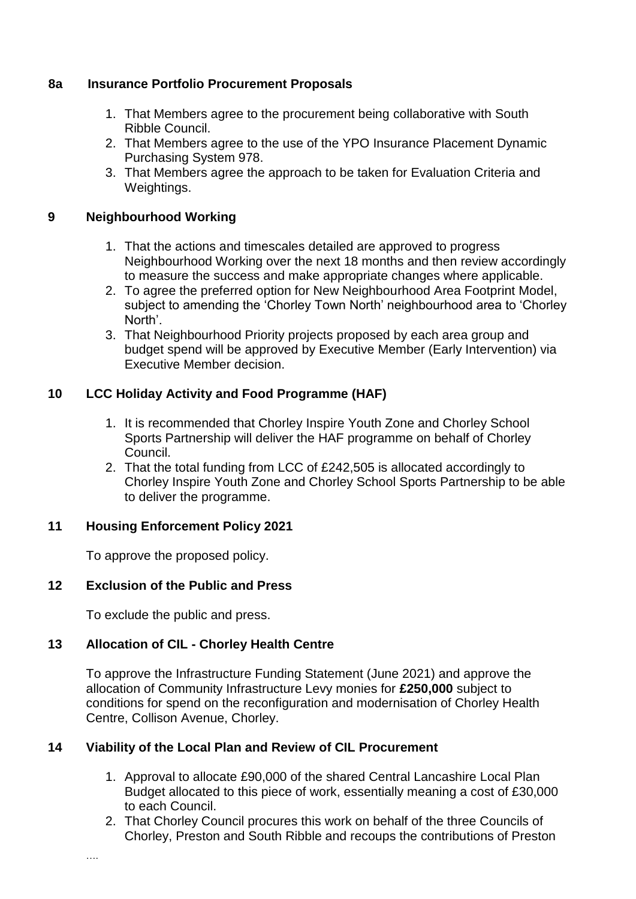### 8a Insurance Portfolio Procurement Proposals

1. That Members agree to the procurement being collaborative with South Ribble Council.
2. That Members agree to the use of the YPO Insurance Placement Dynamic Purchasing System 978.
3. That Members agree the approach to be taken for Evaluation Criteria and Weightings.

### 9 Neighbourhood Working

1. That the actions and timescales detailed are approved to progress Neighbourhood Working over the next 18 months and then review accordingly to measure the success and make appropriate changes where applicable.
2. To agree the preferred option for New Neighbourhood Area Footprint Model, subject to amending the 'Chorley Town North' neighbourhood area to 'Chorley North'.
3. That Neighbourhood Priority projects proposed by each area group and budget spend will be approved by Executive Member (Early Intervention) via Executive Member decision.

### 10 LCC Holiday Activity and Food Programme (HAF)

1. It is recommended that Chorley Inspire Youth Zone and Chorley School Sports Partnership will deliver the HAF programme on behalf of Chorley Council.
2. That the total funding from LCC of £242,505 is allocated accordingly to Chorley Inspire Youth Zone and Chorley School Sports Partnership to be able to deliver the programme.

### 11 Housing Enforcement Policy 2021

To approve the proposed policy.

### 12 Exclusion of the Public and Press

To exclude the public and press.

### 13 Allocation of CIL - Chorley Health Centre

To approve the Infrastructure Funding Statement (June 2021) and approve the allocation of Community Infrastructure Levy monies for **£250,000** subject to conditions for spend on the reconfiguration and modernisation of Chorley Health Centre, Collison Avenue, Chorley.

### 14 Viability of the Local Plan and Review of CIL Procurement

1. Approval to allocate £90,000 of the shared Central Lancashire Local Plan Budget allocated to this piece of work, essentially meaning a cost of £30,000 to each Council.
2. That Chorley Council procures this work on behalf of the three Councils of Chorley, Preston and South Ribble and recoups the contributions of Preston

....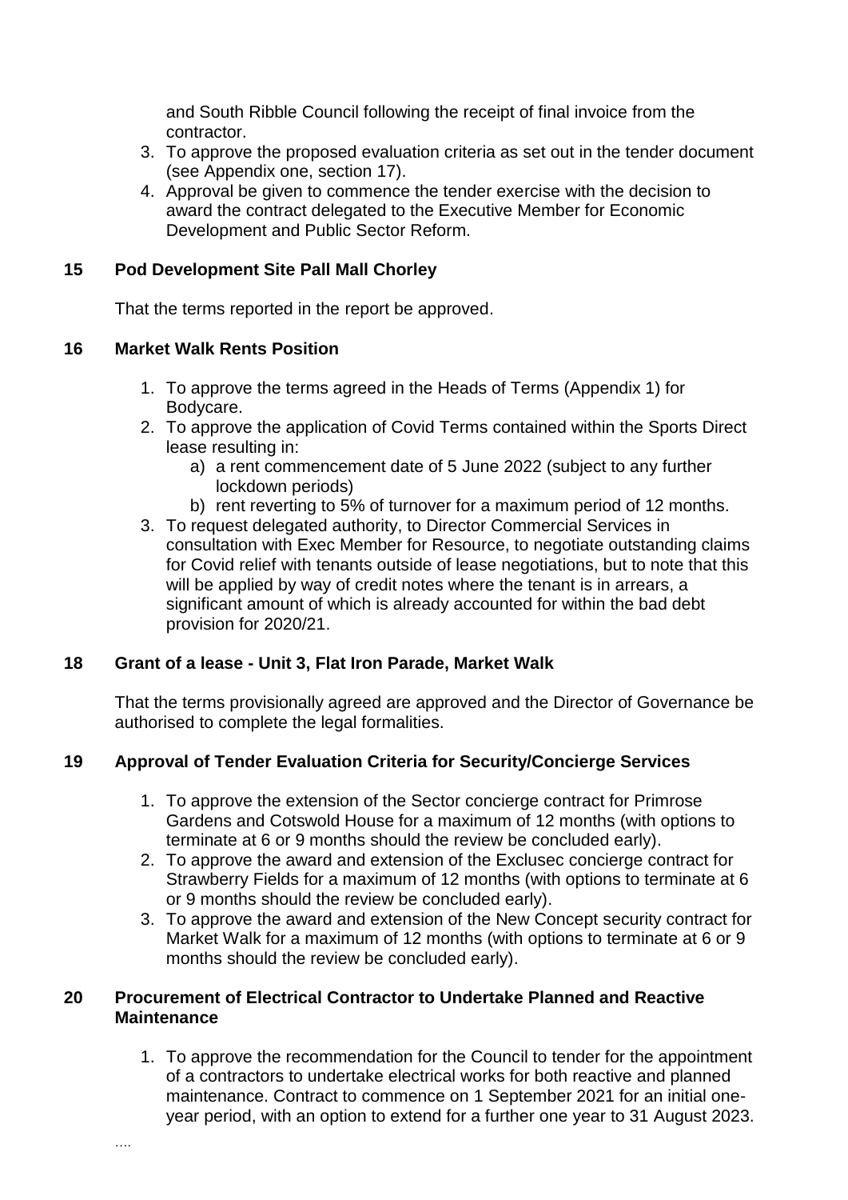and South Ribble Council following the receipt of final invoice from the contractor.

3. To approve the proposed evaluation criteria as set out in the tender document (see Appendix one, section 17).
4. Approval be given to commence the tender exercise with the decision to award the contract delegated to the Executive Member for Economic Development and Public Sector Reform.

### 15 Pod Development Site Pall Mall Chorley

That the terms reported in the report be approved.

### 16 Market Walk Rents Position

1. To approve the terms agreed in the Heads of Terms (Appendix 1) for Bodycare.
2. To approve the application of Covid Terms contained within the Sports Direct lease resulting in:
   a) a rent commencement date of 5 June 2022 (subject to any further lockdown periods)
   b) rent reverting to 5% of turnover for a maximum period of 12 months.
3. To request delegated authority, to Director Commercial Services in consultation with Exec Member for Resource, to negotiate outstanding claims for Covid relief with tenants outside of lease negotiations, but to note that this will be applied by way of credit notes where the tenant is in arrears, a significant amount of which is already accounted for within the bad debt provision for 2020/21.

### 18 Grant of a lease - Unit 3, Flat Iron Parade, Market Walk

That the terms provisionally agreed are approved and the Director of Governance be authorised to complete the legal formalities.

### 19 Approval of Tender Evaluation Criteria for Security/Concierge Services

1. To approve the extension of the Sector concierge contract for Primrose Gardens and Cotswold House for a maximum of 12 months (with options to terminate at 6 or 9 months should the review be concluded early).
2. To approve the award and extension of the Exclusec concierge contract for Strawberry Fields for a maximum of 12 months (with options to terminate at 6 or 9 months should the review be concluded early).
3. To approve the award and extension of the New Concept security contract for Market Walk for a maximum of 12 months (with options to terminate at 6 or 9 months should the review be concluded early).

### 20 Procurement of Electrical Contractor to Undertake Planned and Reactive Maintenance

1. To approve the recommendation for the Council to tender for the appointment of a contractors to undertake electrical works for both reactive and planned maintenance. Contract to commence on 1 September 2021 for an initial one-year period, with an option to extend for a further one year to 31 August 2023.

....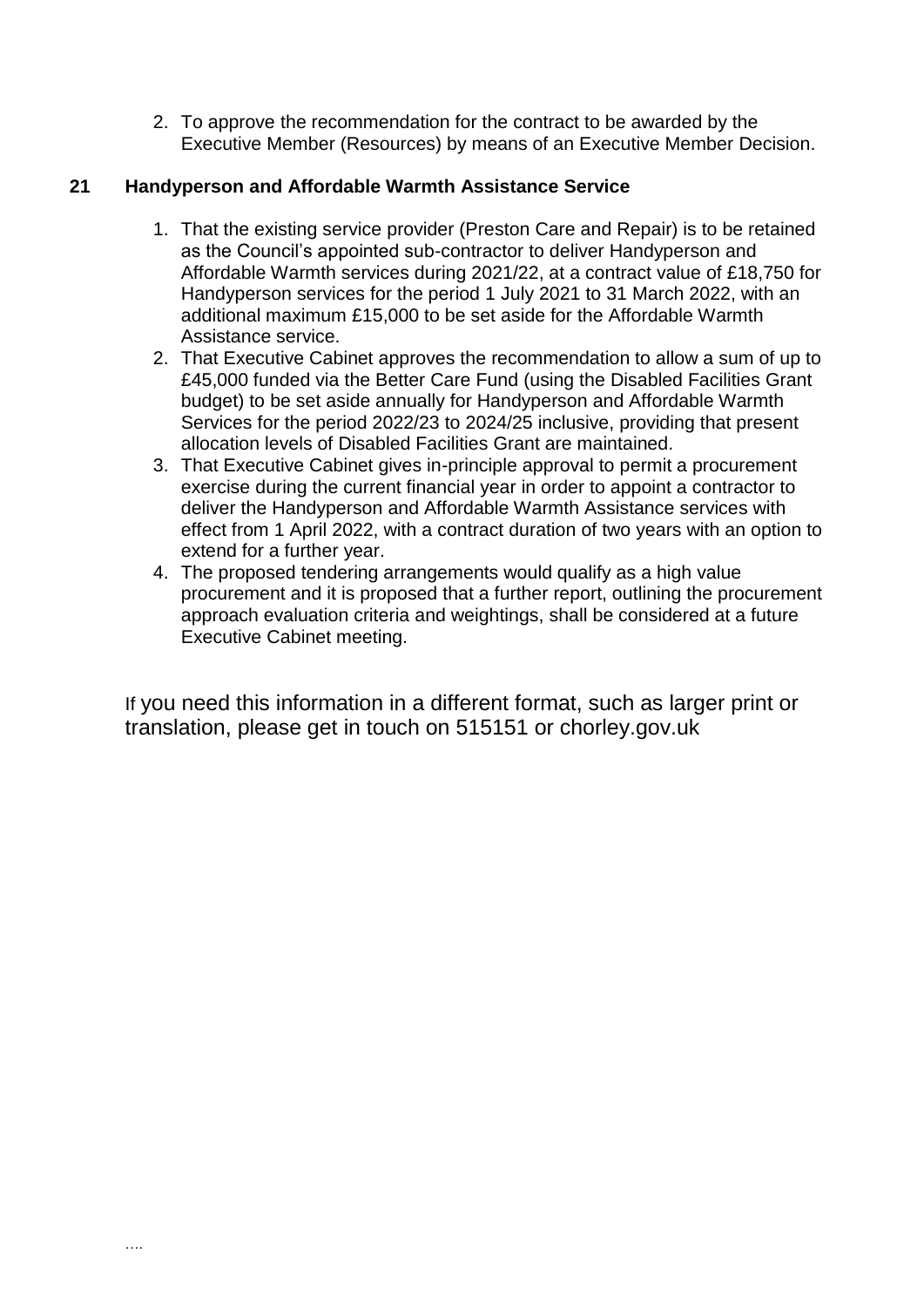2. To approve the recommendation for the contract to be awarded by the Executive Member (Resources) by means of an Executive Member Decision.

## 21 Handyperson and Affordable Warmth Assistance Service

1. That the existing service provider (Preston Care and Repair) is to be retained as the Council's appointed sub-contractor to deliver Handyperson and Affordable Warmth services during 2021/22, at a contract value of £18,750 for Handyperson services for the period 1 July 2021 to 31 March 2022, with an additional maximum £15,000 to be set aside for the Affordable Warmth Assistance service.
2. That Executive Cabinet approves the recommendation to allow a sum of up to £45,000 funded via the Better Care Fund (using the Disabled Facilities Grant budget) to be set aside annually for Handyperson and Affordable Warmth Services for the period 2022/23 to 2024/25 inclusive, providing that present allocation levels of Disabled Facilities Grant are maintained.
3. That Executive Cabinet gives in-principle approval to permit a procurement exercise during the current financial year in order to appoint a contractor to deliver the Handyperson and Affordable Warmth Assistance services with effect from 1 April 2022, with a contract duration of two years with an option to extend for a further year.
4. The proposed tendering arrangements would qualify as a high value procurement and it is proposed that a further report, outlining the procurement approach evaluation criteria and weightings, shall be considered at a future Executive Cabinet meeting.

If you need this information in a different format, such as larger print or translation, please get in touch on 515151 or chorley.gov.uk

....